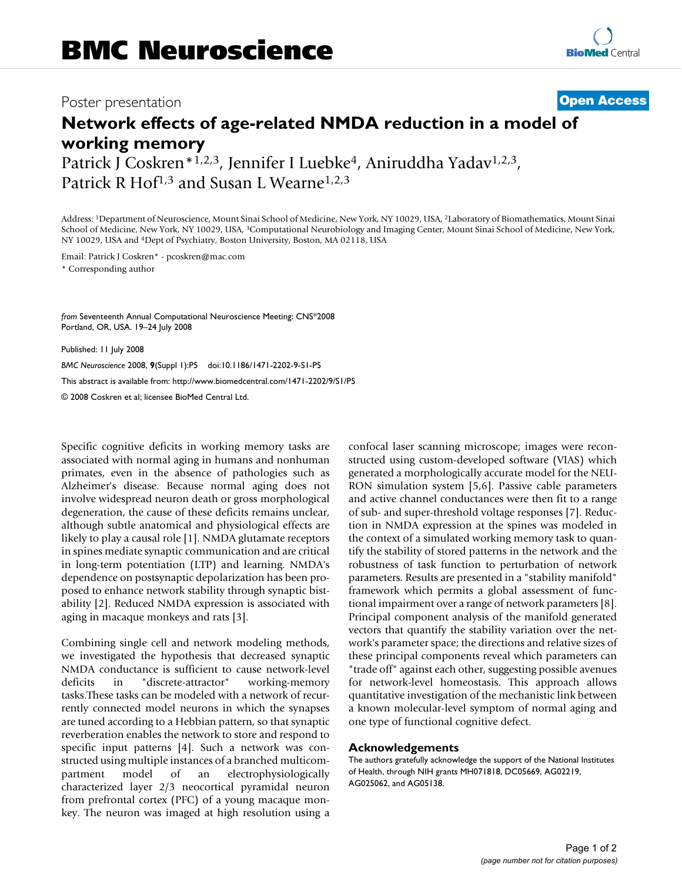# BMC Neuroscience

Poster presentation

**Open Access**

# Network effects of age-related NMDA reduction in a model of working memory

Patrick J Coskren*[1,2,3], Jennifer I Luebke[4], Aniruddha Yadav[1,2,3], Patrick R Hof[1,3] and Susan L Wearne[1,2,3]

Address: [1]Department of Neuroscience, Mount Sinai School of Medicine, New York, NY 10029, USA, [2]Laboratory of Biomathematics, Mount Sinai School of Medicine, New York, NY 10029, USA, [3]Computational Neurobiology and Imaging Center, Mount Sinai School of Medicine, New York, NY 10029, USA and [4]Dept of Psychiatry, Boston University, Boston, MA 02118, USA

Email: Patrick J Coskren* - pcoskren@mac.com

* Corresponding author

*from* Seventeenth Annual Computational Neuroscience Meeting: CNS*2008
Portland, OR, USA. 19–24 July 2008

Published: 11 July 2008

*BMC Neuroscience* 2008, **9**(Suppl 1):P5 doi:10.1186/1471-2202-9-S1-P5

This abstract is available from: http://www.biomedcentral.com/1471-2202/9/S1/P5

© 2008 Coskren et al; licensee BioMed Central Ltd.

Specific cognitive deficits in working memory tasks are associated with normal aging in humans and nonhuman primates, even in the absence of pathologies such as Alzheimer's disease. Because normal aging does not involve widespread neuron death or gross morphological degeneration, the cause of these deficits remains unclear, although subtle anatomical and physiological effects are likely to play a causal role [1]. NMDA glutamate receptors in spines mediate synaptic communication and are critical in long-term potentiation (LTP) and learning. NMDA's dependence on postsynaptic depolarization has been proposed to enhance network stability through synaptic bistability [2]. Reduced NMDA expression is associated with aging in macaque monkeys and rats [3].

Combining single cell and network modeling methods, we investigated the hypothesis that decreased synaptic NMDA conductance is sufficient to cause network-level deficits in "discrete-attractor" working-memory tasks.These tasks can be modeled with a network of recurrently connected model neurons in which the synapses are tuned according to a Hebbian pattern, so that synaptic reverberation enables the network to store and respond to specific input patterns [4]. Such a network was constructed using multiple instances of a branched multicompartment model of an electrophysiologically characterized layer 2/3 neocortical pyramidal neuron from prefrontal cortex (PFC) of a young macaque monkey. The neuron was imaged at high resolution using a confocal laser scanning microscope; images were reconstructed using custom-developed software (VIAS) which generated a morphologically accurate model for the NEURON simulation system [5,6]. Passive cable parameters and active channel conductances were then fit to a range of sub- and super-threshold voltage responses [7]. Reduction in NMDA expression at the spines was modeled in the context of a simulated working memory task to quantify the stability of stored patterns in the network and the robustness of task function to perturbation of network parameters. Results are presented in a "stability manifold" framework which permits a global assessment of functional impairment over a range of network parameters [8]. Principal component analysis of the manifold generated vectors that quantify the stability variation over the network's parameter space; the directions and relative sizes of these principal components reveal which parameters can "trade off" against each other, suggesting possible avenues for network-level homeostasis. This approach allows quantitative investigation of the mechanistic link between a known molecular-level symptom of normal aging and one type of functional cognitive defect.

## Acknowledgements

The authors gratefully acknowledge the support of the National Institutes of Health, through NIH grants MH071818, DC05669, AG02219, AG025062, and AG05138.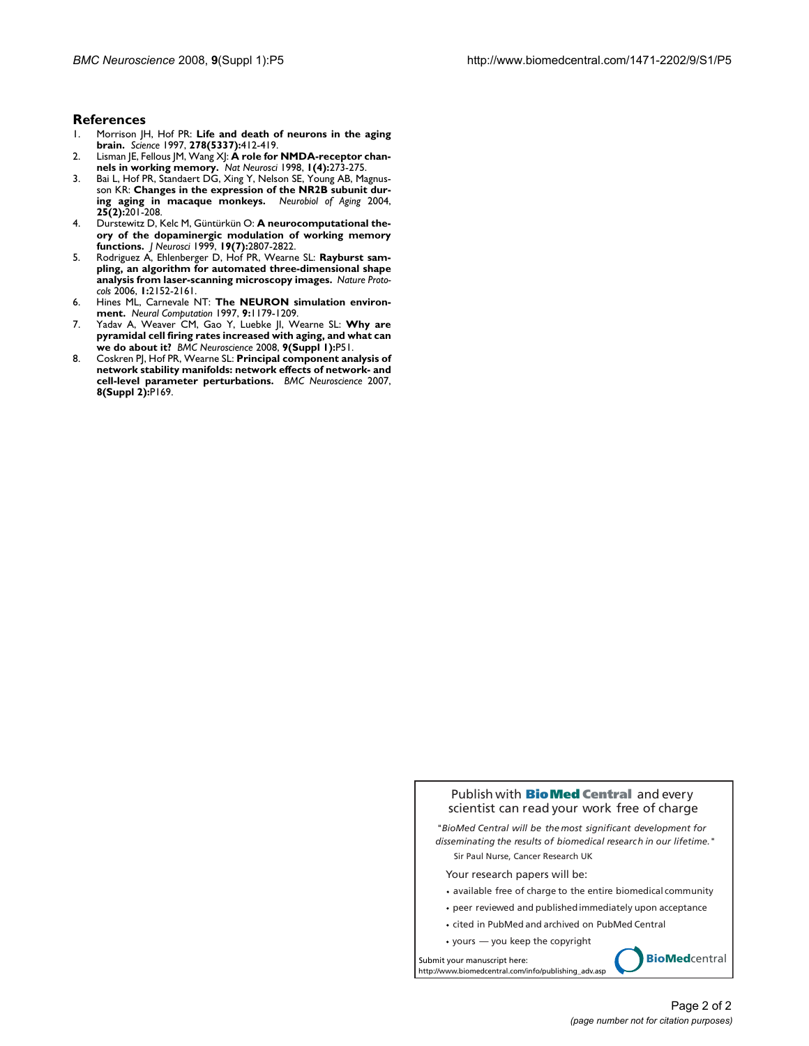## References

1. Morrison JH, Hof PR: **Life and death of neurons in the aging brain.** *Science* 1997, **278(5337):**412-419.
2. Lisman JE, Fellous JM, Wang XJ: **A role for NMDA-receptor channels in working memory.** *Nat Neurosci* 1998, **1(4):**273-275.
3. Bai L, Hof PR, Standaert DG, Xing Y, Nelson SE, Young AB, Magnusson KR: **Changes in the expression of the NR2B subunit during aging in macaque monkeys.** *Neurobiol of Aging* 2004, **25(2):**201-208.
4. Durstewitz D, Kelc M, Güntürkün O: **A neurocomputational theory of the dopaminergic modulation of working memory functions.** *J Neurosci* 1999, **19(7):**2807-2822.
5. Rodriguez A, Ehlenberger D, Hof PR, Wearne SL: **Rayburst sampling, an algorithm for automated three-dimensional shape analysis from laser-scanning microscopy images.** *Nature Protocols* 2006, **1:**2152-2161.
6. Hines ML, Carnevale NT: **The NEURON simulation environment.** *Neural Computation* 1997, **9:**1179-1209.
7. Yadav A, Weaver CM, Gao Y, Luebke JI, Wearne SL: **Why are pyramidal cell firing rates increased with aging, and what can we do about it?** *BMC Neuroscience* 2008, **9(Suppl 1):**P51.
8. Coskren PJ, Hof PR, Wearne SL: **Principal component analysis of network stability manifolds: network effects of network- and cell-level parameter perturbations.** *BMC Neuroscience* 2007, **8(Suppl 2):**P169.

Publish with **BioMed Central** and every scientist can read your work free of charge

*"BioMed Central will be the most significant development for disseminating the results of biomedical research in our lifetime."*

Sir Paul Nurse, Cancer Research UK

Your research papers will be:

- available free of charge to the entire biomedical community
- peer reviewed and published immediately upon acceptance
- cited in PubMed and archived on PubMed Central
- yours — you keep the copyright

Submit your manuscript here:
http://www.biomedcentral.com/info/publishing_adv.asp

**BioMed**central